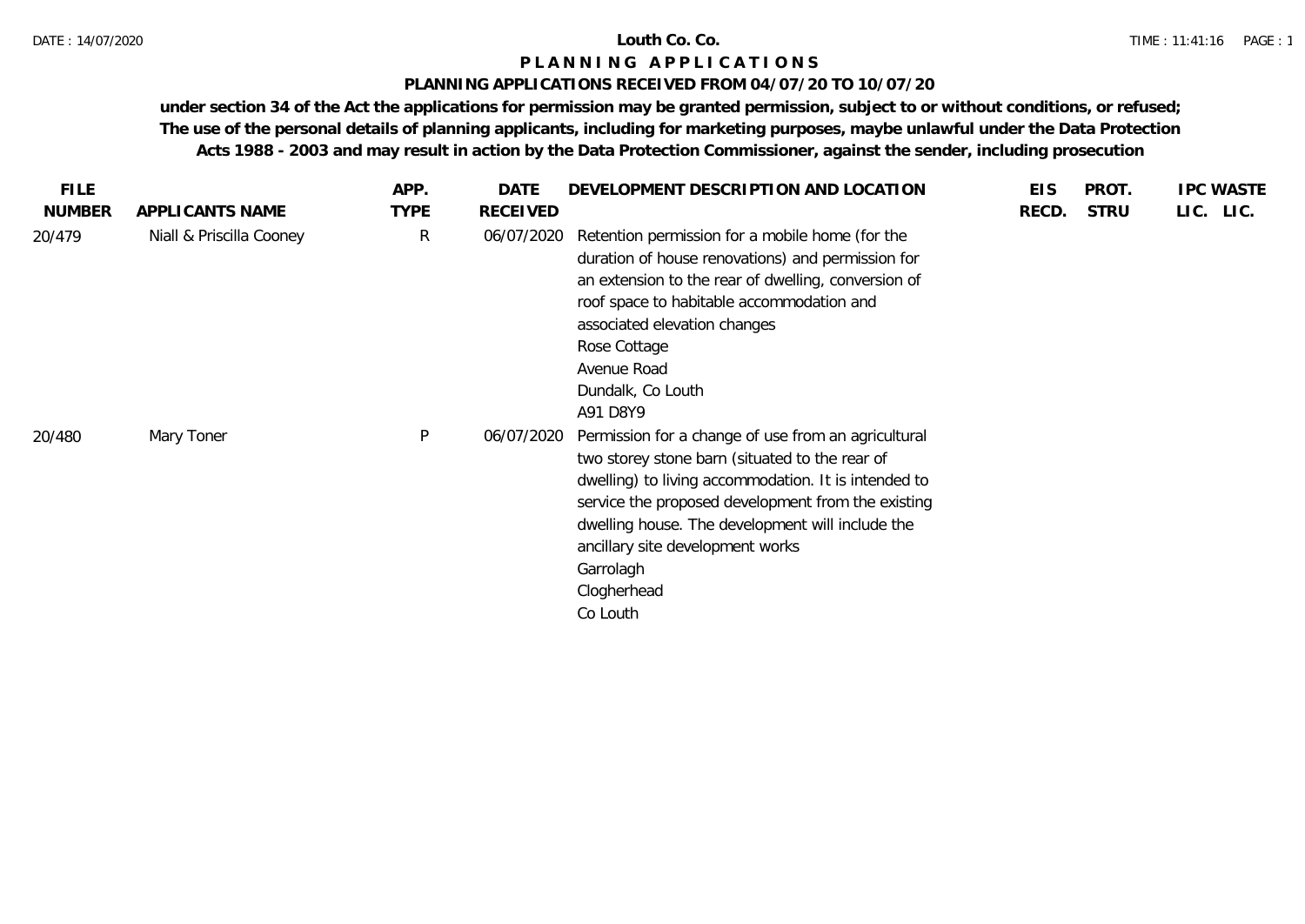# Louth Co. Co.

## PLANNING APPLICATIONS

### PLANNING APPLICATIONS RECEIVED FROM 04/07/20 TO 10/07/20

**under section 34 of the Act the applications for permission may be granted permission, subject to or without conditions, or refused; The use of the personal details of planning applicants, including for marketing purposes, maybe unlawful under the Data Protection Acts 1988 - 2003 and may result in action by the Data Protection Commissioner, against the sender, including prosecution**

| FILE NUMBER | APPLICANTS NAME | APP. TYPE | DATE RECEIVED | DEVELOPMENT DESCRIPTION AND LOCATION | EIS RECD. | PROT. STRU | IPC LIC. | WASTE LIC. |
|---|---|---|---|---|---|---|---|---|
| 20/479 | Niall & Priscilla Cooney | R | 06/07/2020 | Retention permission for a mobile home (for the duration of house renovations) and permission for an extension to the rear of dwelling, conversion of roof space to habitable accommodation and associated elevation changes<br>Rose Cottage<br>Avenue Road<br>Dundalk, Co Louth<br>A91 D8Y9 | | | | |
| 20/480 | Mary Toner | P | 06/07/2020 | Permission for a change of use from an agricultural two storey stone barn (situated to the rear of dwelling) to living accommodation. It is intended to service the proposed development from the existing dwelling house. The development will include the ancillary site development works<br>Garrolagh<br>Clogherhead<br>Co Louth | | | | |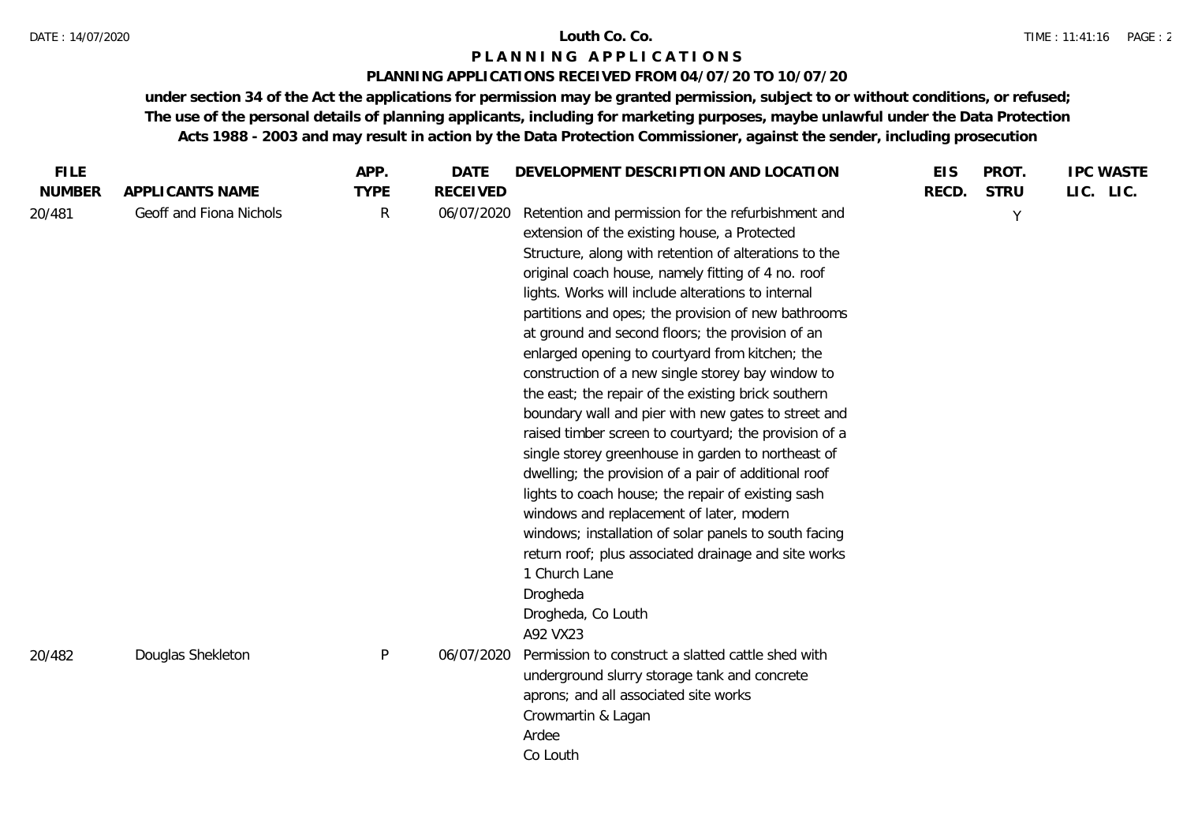**Louth Co. Co.**

**P L A N N I N G   A P P L I C A T I O N S**

**PLANNING APPLICATIONS RECEIVED FROM 04/07/20 TO 10/07/20**

**under section 34 of the Act the applications for permission may be granted permission, subject to or without conditions, or refused; The use of the personal details of planning applicants, including for marketing purposes, maybe unlawful under the Data Protection Acts 1988 - 2003 and may result in action by the Data Protection Commissioner, against the sender, including prosecution**

| FILE NUMBER | APPLICANTS NAME | APP. TYPE | DATE RECEIVED | DEVELOPMENT DESCRIPTION AND LOCATION | EIS RECD. | PROT. STRU | IPC LIC. | WASTE LIC. |
|---|---|---|---|---|---|---|---|---|
| 20/481 | Geoff and Fiona Nichols | R | 06/07/2020 | Retention and permission for the refurbishment and extension of the existing house, a Protected Structure, along with retention of alterations to the original coach house, namely fitting of 4 no. roof lights. Works will include alterations to internal partitions and opes; the provision of new bathrooms at ground and second floors; the provision of an enlarged opening to courtyard from kitchen; the construction of a new single storey bay window to the east; the repair of the existing brick southern boundary wall and pier with new gates to street and raised timber screen to courtyard; the provision of a single storey greenhouse in garden to northeast of dwelling; the provision of a pair of additional roof lights to coach house; the repair of existing sash windows and replacement of later, modern windows; installation of solar panels to south facing return roof; plus associated drainage and site works 1 Church Lane Drogheda Drogheda, Co Louth A92 VX23 | | Y | | |
| 20/482 | Douglas Shekleton | P | 06/07/2020 | Permission to construct a slatted cattle shed with underground slurry storage tank and concrete aprons; and all associated site works Crowmartin & Lagan Ardee Co Louth | | | | |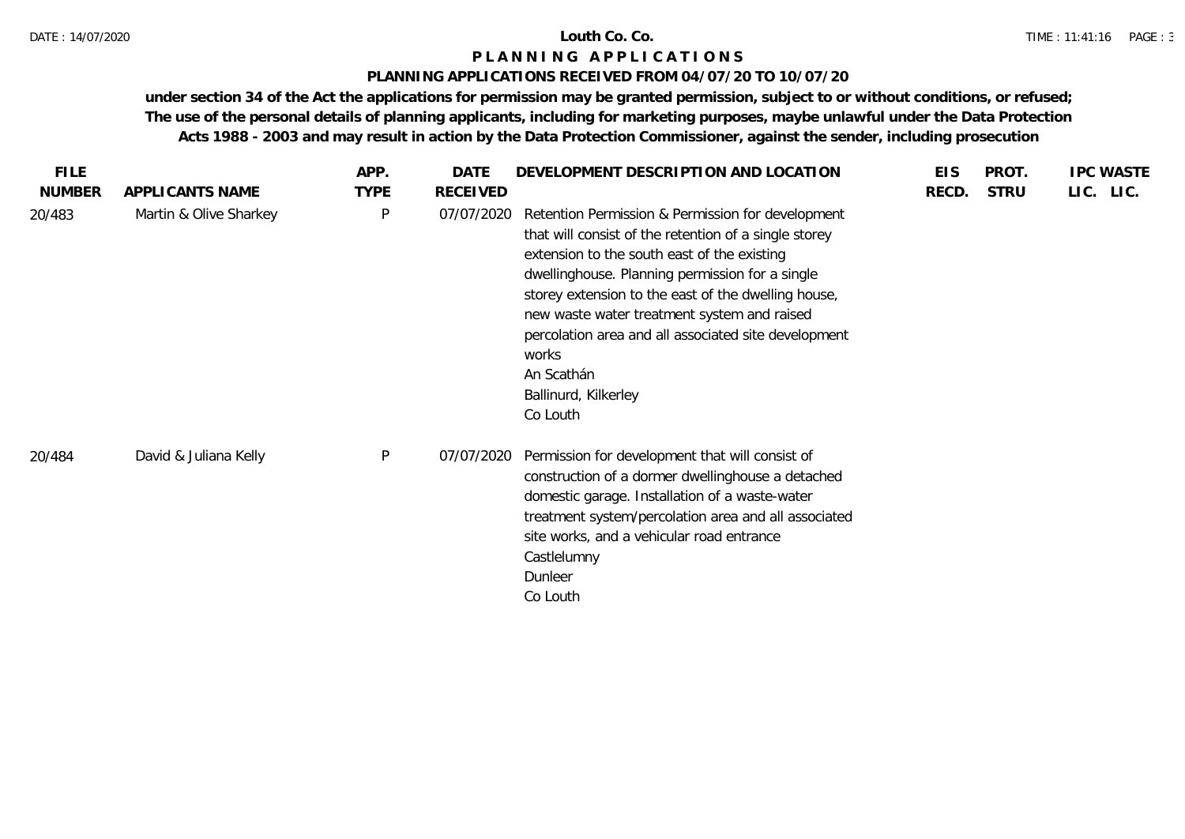# Louth Co. Co.

## PLANNING APPLICATIONS

### PLANNING APPLICATIONS RECEIVED FROM 04/07/20 TO 10/07/20

**under section 34 of the Act the applications for permission may be granted permission, subject to or without conditions, or refused; The use of the personal details of planning applicants, including for marketing purposes, maybe unlawful under the Data Protection Acts 1988 - 2003 and may result in action by the Data Protection Commissioner, against the sender, including prosecution**

| FILE NUMBER | APPLICANTS NAME | APP. TYPE | DATE RECEIVED | DEVELOPMENT DESCRIPTION AND LOCATION | EIS RECD. | PROT. STRU | IPC LIC. | WASTE LIC. |
|---|---|---|---|---|---|---|---|---|
| 20/483 | Martin & Olive Sharkey | P | 07/07/2020 | Retention Permission & Permission for development that will consist of the retention of a single storey extension to the south east of the existing dwellinghouse. Planning permission for a single storey extension to the east of the dwelling house, new waste water treatment system and raised percolation area and all associated site development works<br>An Scathán<br>Ballinurd, Kilkerley<br>Co Louth | | | | |
| 20/484 | David & Juliana Kelly | P | 07/07/2020 | Permission for development that will consist of construction of a dormer dwellinghouse a detached domestic garage. Installation of a waste-water treatment system/percolation area and all associated site works, and a vehicular road entrance<br>Castlelumny<br>Dunleer<br>Co Louth | | | | |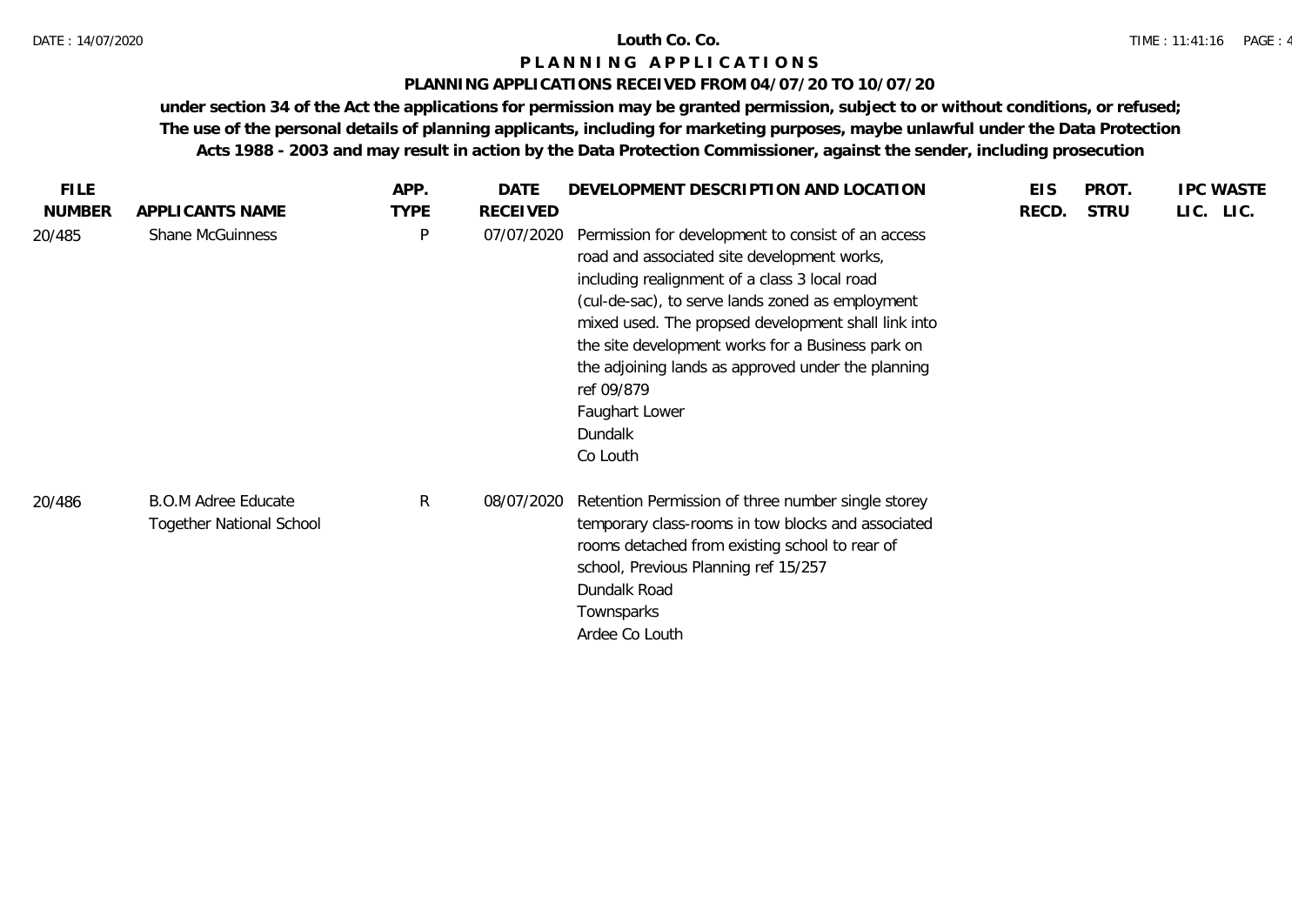**Louth Co. Co.**

# PLANNING APPLICATIONS

## PLANNING APPLICATIONS RECEIVED FROM 04/07/20 TO 10/07/20

**under section 34 of the Act the applications for permission may be granted permission, subject to or without conditions, or refused; The use of the personal details of planning applicants, including for marketing purposes, maybe unlawful under the Data Protection Acts 1988 - 2003 and may result in action by the Data Protection Commissioner, against the sender, including prosecution**

| FILE NUMBER | APPLICANTS NAME | APP. TYPE | DATE RECEIVED | DEVELOPMENT DESCRIPTION AND LOCATION | EIS RECD. | PROT. STRU | IPC LIC. | WASTE LIC. |
|---|---|---|---|---|---|---|---|---|
| 20/485 | Shane McGuinness | P | 07/07/2020 | Permission for development to consist of an access road and associated site development works, including realignment of a class 3 local road (cul-de-sac), to serve lands zoned as employment mixed used. The propsed development shall link into the site development works for a Business park on the adjoining lands as approved under the planning ref 09/879<br>Faughart Lower<br>Dundalk<br>Co Louth | | | | |
| 20/486 | B.O.M Adree Educate Together National School | R | 08/07/2020 | Retention Permission of three number single storey temporary class-rooms in tow blocks and associated rooms detached from existing school to rear of school, Previous Planning ref 15/257<br>Dundalk Road<br>Townsparks<br>Ardee Co Louth | | | | |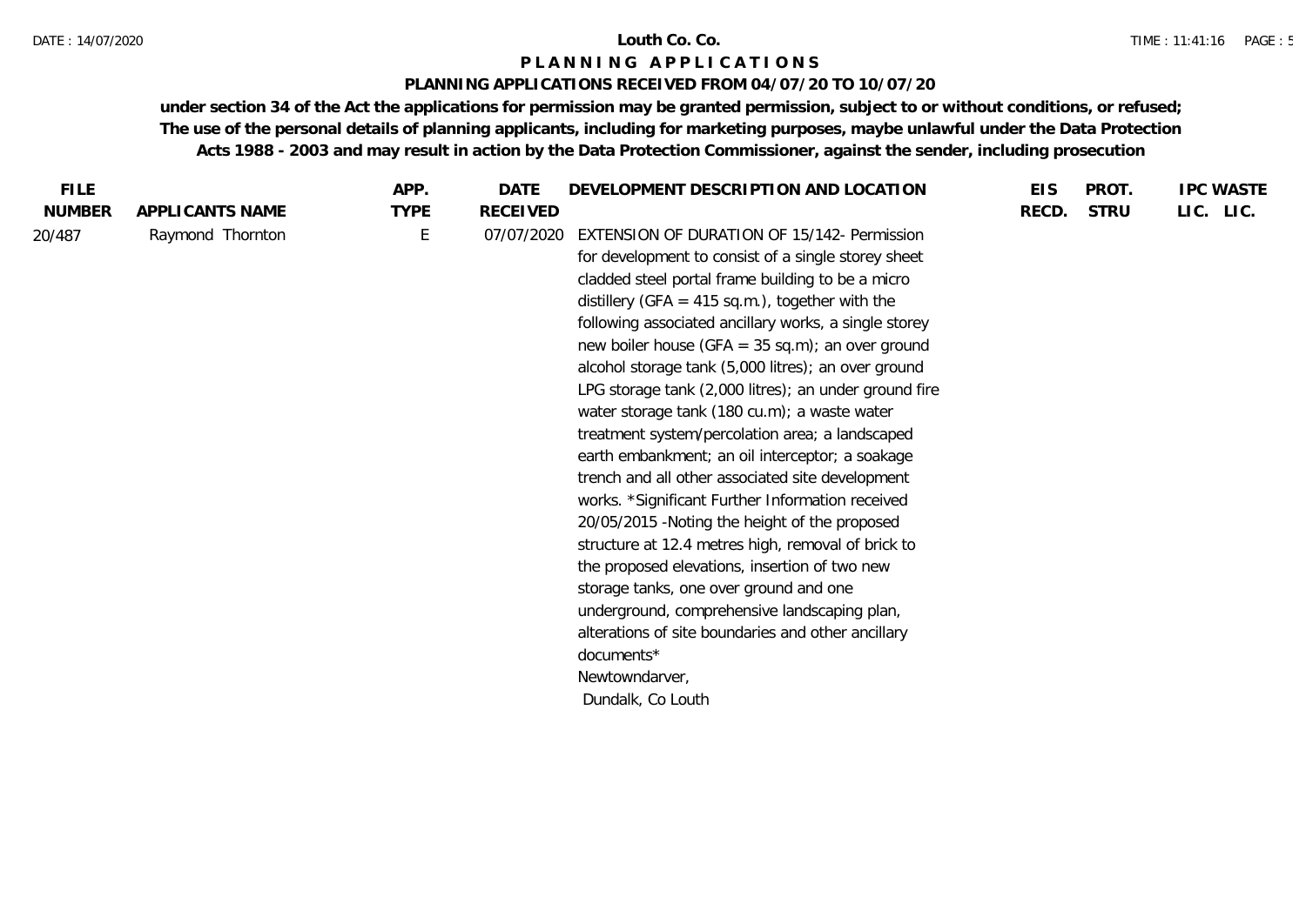**Louth Co. Co.**

**P L A N N I N G   A P P L I C A T I O N S**

**PLANNING APPLICATIONS RECEIVED FROM 04/07/20 TO 10/07/20**

**under section 34 of the Act the applications for permission may be granted permission, subject to or without conditions, or refused; The use of the personal details of planning applicants, including for marketing purposes, maybe unlawful under the Data Protection Acts 1988 - 2003 and may result in action by the Data Protection Commissioner, against the sender, including prosecution**

| FILE NUMBER | APPLICANTS NAME | APP. TYPE | DATE RECEIVED | DEVELOPMENT DESCRIPTION AND LOCATION | EIS RECD. | PROT. STRU | IPC LIC. | WASTE LIC. |
|---|---|---|---|---|---|---|---|---|
| 20/487 | Raymond Thornton | E | 07/07/2020 | EXTENSION OF DURATION OF 15/142- Permission for development to consist of a single storey sheet cladded steel portal frame building to be a micro distillery (GFA = 415 sq.m.), together with the following associated ancillary works, a single storey new boiler house (GFA = 35 sq.m); an over ground alcohol storage tank (5,000 litres); an over ground LPG storage tank (2,000 litres); an under ground fire water storage tank (180 cu.m); a waste water treatment system/percolation area; a landscaped earth embankment; an oil interceptor; a soakage trench and all other associated site development works. *Significant Further Information received 20/05/2015 -Noting the height of the proposed structure at 12.4 metres high, removal of brick to the proposed elevations, insertion of two new storage tanks, one over ground and one underground, comprehensive landscaping plan, alterations of site boundaries and other ancillary documents* Newtowndarver, Dundalk, Co Louth | | | | |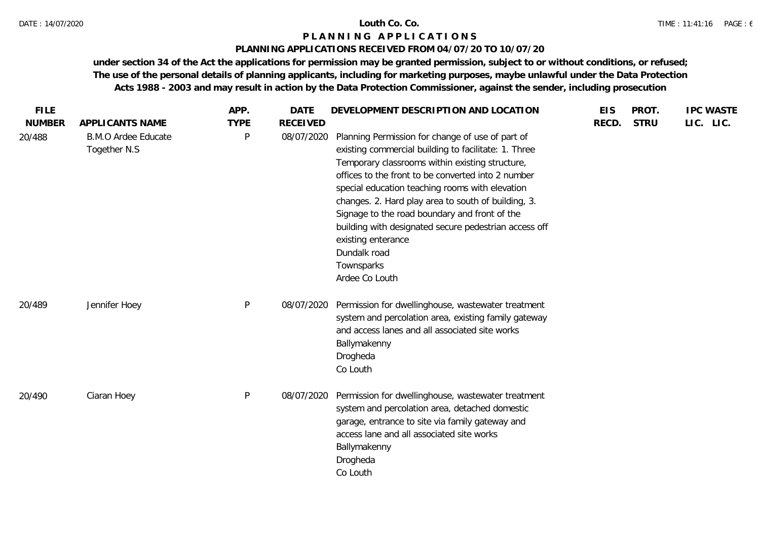# Louth Co. Co.

## PLANNING APPLICATIONS

### PLANNING APPLICATIONS RECEIVED FROM 04/07/20 TO 10/07/20

**under section 34 of the Act the applications for permission may be granted permission, subject to or without conditions, or refused; The use of the personal details of planning applicants, including for marketing purposes, maybe unlawful under the Data Protection Acts 1988 - 2003 and may result in action by the Data Protection Commissioner, against the sender, including prosecution**

| FILE NUMBER | APPLICANTS NAME | APP. TYPE | DATE RECEIVED | DEVELOPMENT DESCRIPTION AND LOCATION | EIS RECD. | PROT. STRU | IPC LIC. | WASTE LIC. |
|---|---|---|---|---|---|---|---|---|
| 20/488 | B.M.O Ardee Educate Together N.S | P | 08/07/2020 | Planning Permission for change of use of part of existing commercial building to facilitate: 1. Three Temporary classrooms within existing structure, offices to the front to be converted into 2 number special education teaching rooms with elevation changes. 2. Hard play area to south of building, 3. Signage to the road boundary and front of the building with designated secure pedestrian access off existing enterance<br>Dundalk road<br>Townsparks<br>Ardee Co Louth | | | | |
| 20/489 | Jennifer Hoey | P | 08/07/2020 | Permission for dwellinghouse, wastewater treatment system and percolation area, existing family gateway and access lanes and all associated site works<br>Ballymakenny<br>Drogheda<br>Co Louth | | | | |
| 20/490 | Ciaran Hoey | P | 08/07/2020 | Permission for dwellinghouse, wastewater treatment system and percolation area, detached domestic garage, entrance to site via family gateway and access lane and all associated site works<br>Ballymakenny<br>Drogheda<br>Co Louth | | | | |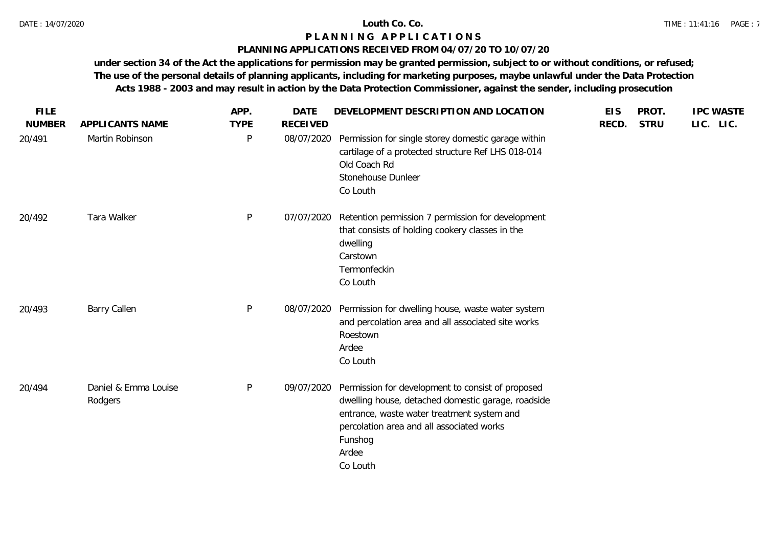**Louth Co. Co.**

# P L A N N I N G   A P P L I C A T I O N S

## PLANNING APPLICATIONS RECEIVED FROM 04/07/20 TO 10/07/20

**under section 34 of the Act the applications for permission may be granted permission, subject to or without conditions, or refused; The use of the personal details of planning applicants, including for marketing purposes, maybe unlawful under the Data Protection Acts 1988 - 2003 and may result in action by the Data Protection Commissioner, against the sender, including prosecution**

| FILE NUMBER | APPLICANTS NAME | APP. TYPE | DATE RECEIVED | DEVELOPMENT DESCRIPTION AND LOCATION | EIS RECD. | PROT. STRU | IPC LIC. | WASTE LIC. |
|---|---|---|---|---|---|---|---|---|
| 20/491 | Martin Robinson | P | 08/07/2020 | Permission for single storey domestic garage within cartilage of a protected structure Ref LHS 018-014<br>Old Coach Rd<br>Stonehouse Dunleer<br>Co Louth | | | | |
| 20/492 | Tara Walker | P | 07/07/2020 | Retention permission 7 permission for development that consists of holding cookery classes in the dwelling<br>Carstown<br>Termonfeckin<br>Co Louth | | | | |
| 20/493 | Barry Callen | P | 08/07/2020 | Permission for dwelling house, waste water system and percolation area and all associated site works<br>Roestown<br>Ardee<br>Co Louth | | | | |
| 20/494 | Daniel & Emma Louise Rodgers | P | 09/07/2020 | Permission for development to consist of proposed dwelling house, detached domestic garage, roadside entrance, waste water treatment system and percolation area and all associated works<br>Funshog<br>Ardee<br>Co Louth | | | | |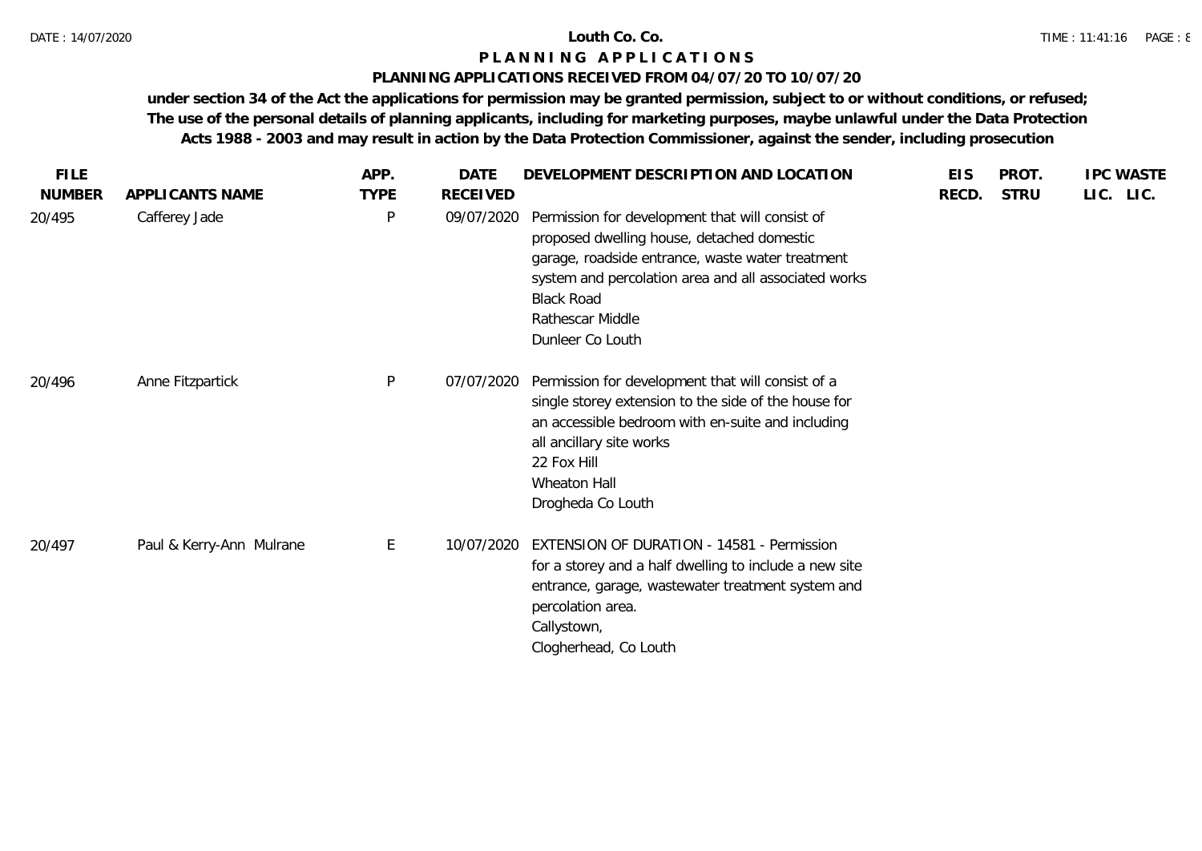**Louth Co. Co.**

**P L A N N I N G A P P L I C A T I O N S**

**PLANNING APPLICATIONS RECEIVED FROM 04/07/20 TO 10/07/20**

**under section 34 of the Act the applications for permission may be granted permission, subject to or without conditions, or refused; The use of the personal details of planning applicants, including for marketing purposes, maybe unlawful under the Data Protection Acts 1988 - 2003 and may result in action by the Data Protection Commissioner, against the sender, including prosecution**

| FILE NUMBER | APPLICANTS NAME | APP. TYPE | DATE RECEIVED | DEVELOPMENT DESCRIPTION AND LOCATION | EIS RECD. | PROT. STRU | IPC LIC. | WASTE LIC. |
|---|---|---|---|---|---|---|---|---|
| 20/495 | Cafferey Jade | P | 09/07/2020 | Permission for development that will consist of proposed dwelling house, detached domestic garage, roadside entrance, waste water treatment system and percolation area and all associated works<br>Black Road<br>Rathescar Middle<br>Dunleer Co Louth | | | | |
| 20/496 | Anne Fitzpartick | P | 07/07/2020 | Permission for development that will consist of a single storey extension to the side of the house for an accessible bedroom with en-suite and including all ancillary site works<br>22 Fox Hill<br>Wheaton Hall<br>Drogheda Co Louth | | | | |
| 20/497 | Paul & Kerry-Ann Mulrane | E | 10/07/2020 | EXTENSION OF DURATION - 14581 - Permission for a storey and a half dwelling to include a new site entrance, garage, wastewater treatment system and percolation area.<br>Callystown,<br>Clogherhead, Co Louth | | | | |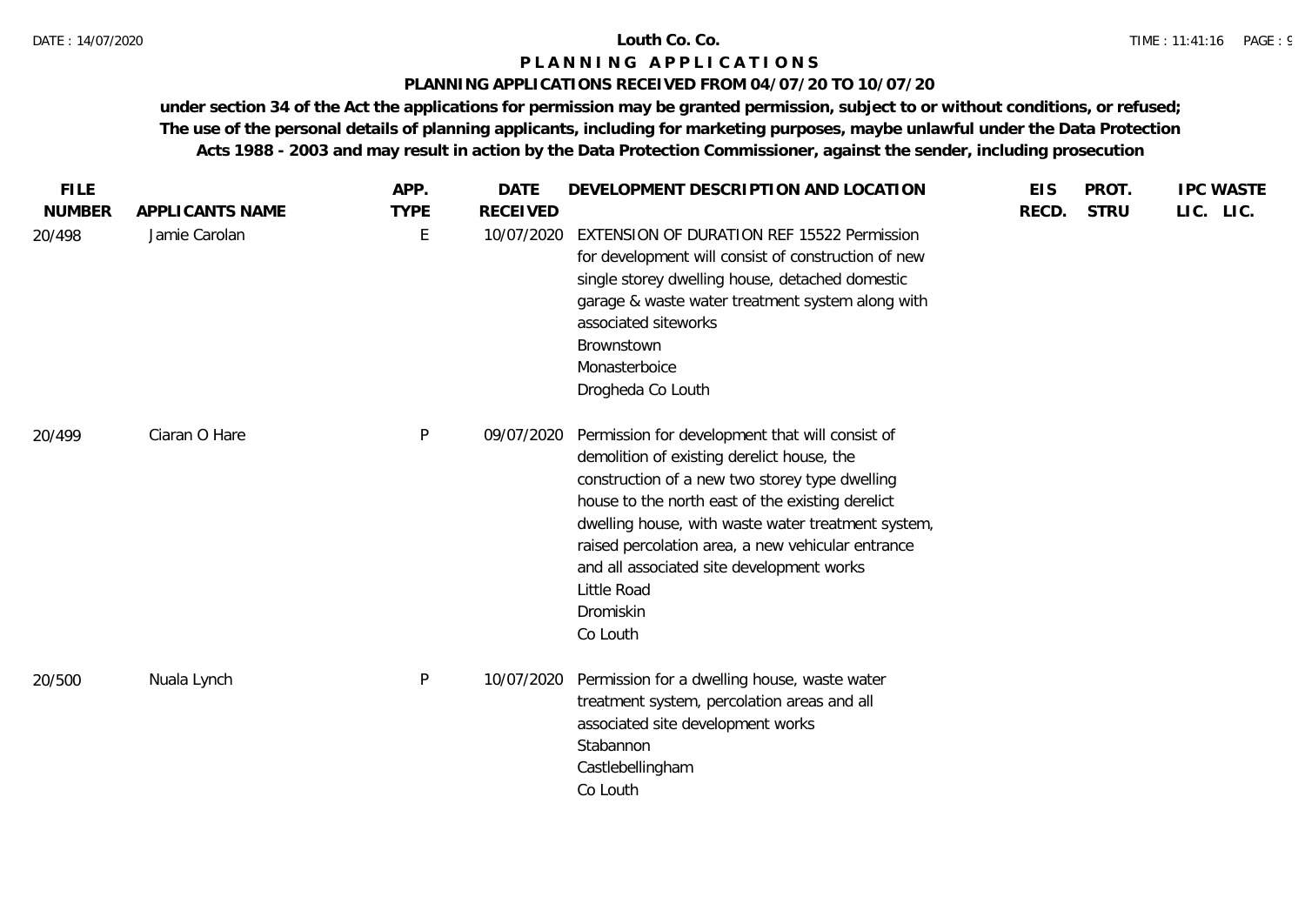**Louth Co. Co.**

# PLANNING APPLICATIONS

## PLANNING APPLICATIONS RECEIVED FROM 04/07/20 TO 10/07/20

**under section 34 of the Act the applications for permission may be granted permission, subject to or without conditions, or refused; The use of the personal details of planning applicants, including for marketing purposes, maybe unlawful under the Data Protection Acts 1988 - 2003 and may result in action by the Data Protection Commissioner, against the sender, including prosecution**

| FILE NUMBER | APPLICANTS NAME | APP. TYPE | DATE RECEIVED | DEVELOPMENT DESCRIPTION AND LOCATION | EIS RECD. | PROT. STRU | IPC LIC. | WASTE LIC. |
|---|---|---|---|---|---|---|---|---|
| 20/498 | Jamie Carolan | E | 10/07/2020 | EXTENSION OF DURATION REF 15522 Permission for development will consist of construction of new single storey dwelling house, detached domestic garage & waste water treatment system along with associated siteworks<br>Brownstown<br>Monasterboice<br>Drogheda Co Louth | | | | |
| 20/499 | Ciaran O Hare | P | 09/07/2020 | Permission for development that will consist of demolition of existing derelict house, the construction of a new two storey type dwelling house to the north east of the existing derelict dwelling house, with waste water treatment system, raised percolation area, a new vehicular entrance and all associated site development works<br>Little Road<br>Dromiskin<br>Co Louth | | | | |
| 20/500 | Nuala Lynch | P | 10/07/2020 | Permission for a dwelling house, waste water treatment system, percolation areas and all associated site development works<br>Stabannon<br>Castlebellingham<br>Co Louth | | | | |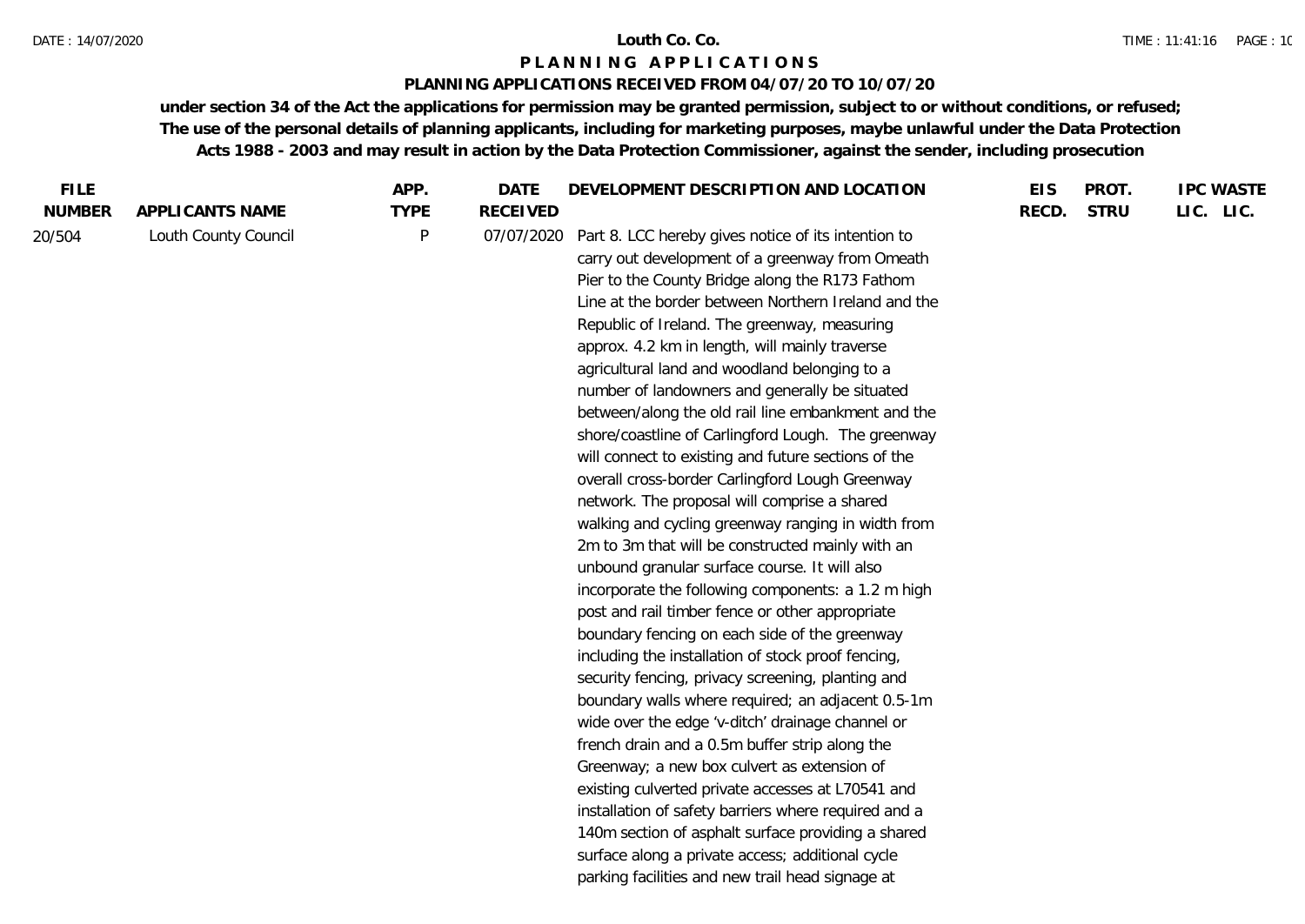**Louth Co. Co.**

**P L A N N I N G   A P P L I C A T I O N S**

**PLANNING APPLICATIONS RECEIVED FROM 04/07/20 TO 10/07/20**

**under section 34 of the Act the applications for permission may be granted permission, subject to or without conditions, or refused; The use of the personal details of planning applicants, including for marketing purposes, maybe unlawful under the Data Protection Acts 1988 - 2003 and may result in action by the Data Protection Commissioner, against the sender, including prosecution**

| FILE NUMBER | APPLICANTS NAME | APP. TYPE | DATE RECEIVED | DEVELOPMENT DESCRIPTION AND LOCATION | EIS RECD. | PROT. STRU | IPC LIC. | WASTE LIC. |
|---|---|---|---|---|---|---|---|---|
| 20/504 | Louth County Council | P | 07/07/2020 | Part 8. LCC hereby gives notice of its intention to carry out development of a greenway from Omeath Pier to the County Bridge along the R173 Fathom Line at the border between Northern Ireland and the Republic of Ireland. The greenway, measuring approx. 4.2 km in length, will mainly traverse agricultural land and woodland belonging to a number of landowners and generally be situated between/along the old rail line embankment and the shore/coastline of Carlingford Lough. The greenway will connect to existing and future sections of the overall cross-border Carlingford Lough Greenway network. The proposal will comprise a shared walking and cycling greenway ranging in width from 2m to 3m that will be constructed mainly with an unbound granular surface course. It will also incorporate the following components: a 1.2 m high post and rail timber fence or other appropriate boundary fencing on each side of the greenway including the installation of stock proof fencing, security fencing, privacy screening, planting and boundary walls where required; an adjacent 0.5-1m wide over the edge 'v-ditch' drainage channel or french drain and a 0.5m buffer strip along the Greenway; a new box culvert as extension of existing culverted private accesses at L70541 and installation of safety barriers where required and a 140m section of asphalt surface providing a shared surface along a private access; additional cycle parking facilities and new trail head signage at | | | | |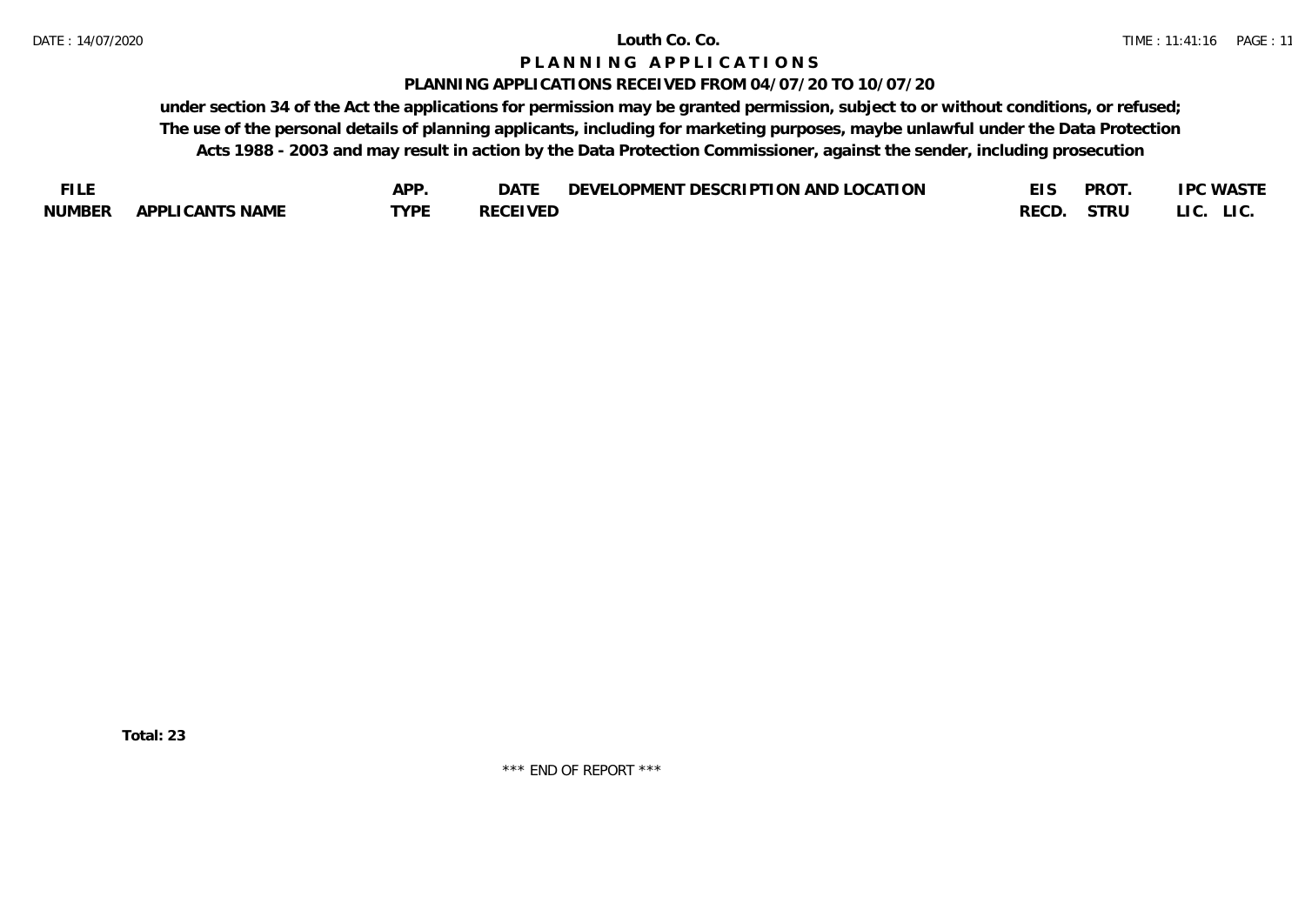# PLANNING APPLICATIONS

## PLANNING APPLICATIONS RECEIVED FROM 04/07/20 TO 10/07/20

**under section 34 of the Act the applications for permission may be granted permission, subject to or without conditions, or refused; The use of the personal details of planning applicants, including for marketing purposes, maybe unlawful under the Data Protection Acts 1988 - 2003 and may result in action by the Data Protection Commissioner, against the sender, including prosecution**

| FILE NUMBER | APPLICANTS NAME | APP. TYPE | DATE RECEIVED | DEVELOPMENT DESCRIPTION AND LOCATION | EIS RECD. | PROT. STRU | IPC LIC. | WASTE LIC. |
|---|---|---|---|---|---|---|---|---|

**Total: 23**

*** END OF REPORT ***